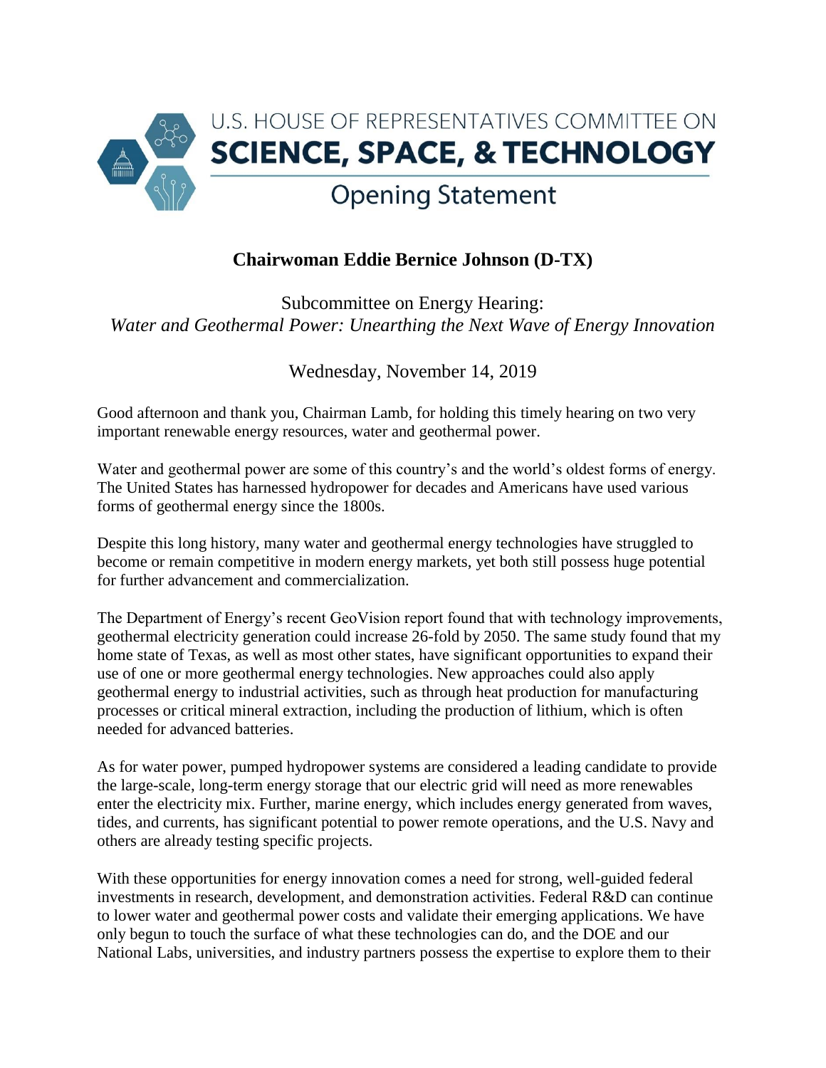U.S. HOUSE OF REPRESENTATIVES COMMITTEE ON
# SCIENCE, SPACE, & TECHNOLOGY
## Opening Statement

**Chairwoman Eddie Bernice Johnson (D-TX)**

Subcommittee on Energy Hearing:
*Water and Geothermal Power: Unearthing the Next Wave of Energy Innovation*

Wednesday, November 14, 2019

Good afternoon and thank you, Chairman Lamb, for holding this timely hearing on two very important renewable energy resources, water and geothermal power.

Water and geothermal power are some of this country's and the world's oldest forms of energy. The United States has harnessed hydropower for decades and Americans have used various forms of geothermal energy since the 1800s.

Despite this long history, many water and geothermal energy technologies have struggled to become or remain competitive in modern energy markets, yet both still possess huge potential for further advancement and commercialization.

The Department of Energy's recent GeoVision report found that with technology improvements, geothermal electricity generation could increase 26-fold by 2050. The same study found that my home state of Texas, as well as most other states, have significant opportunities to expand their use of one or more geothermal energy technologies. New approaches could also apply geothermal energy to industrial activities, such as through heat production for manufacturing processes or critical mineral extraction, including the production of lithium, which is often needed for advanced batteries.

As for water power, pumped hydropower systems are considered a leading candidate to provide the large-scale, long-term energy storage that our electric grid will need as more renewables enter the electricity mix. Further, marine energy, which includes energy generated from waves, tides, and currents, has significant potential to power remote operations, and the U.S. Navy and others are already testing specific projects.

With these opportunities for energy innovation comes a need for strong, well-guided federal investments in research, development, and demonstration activities. Federal R&D can continue to lower water and geothermal power costs and validate their emerging applications. We have only begun to touch the surface of what these technologies can do, and the DOE and our National Labs, universities, and industry partners possess the expertise to explore them to their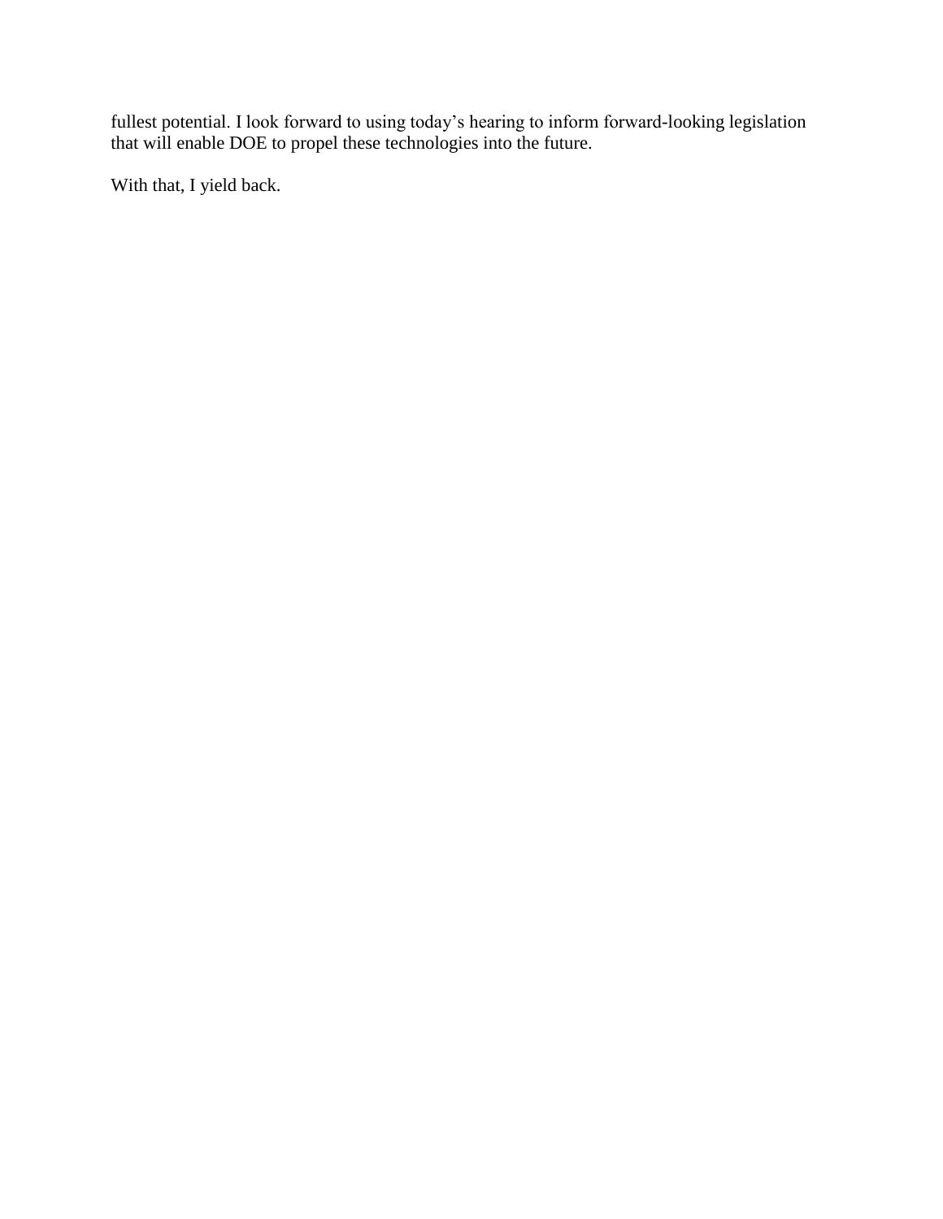fullest potential. I look forward to using today's hearing to inform forward-looking legislation that will enable DOE to propel these technologies into the future.

With that, I yield back.